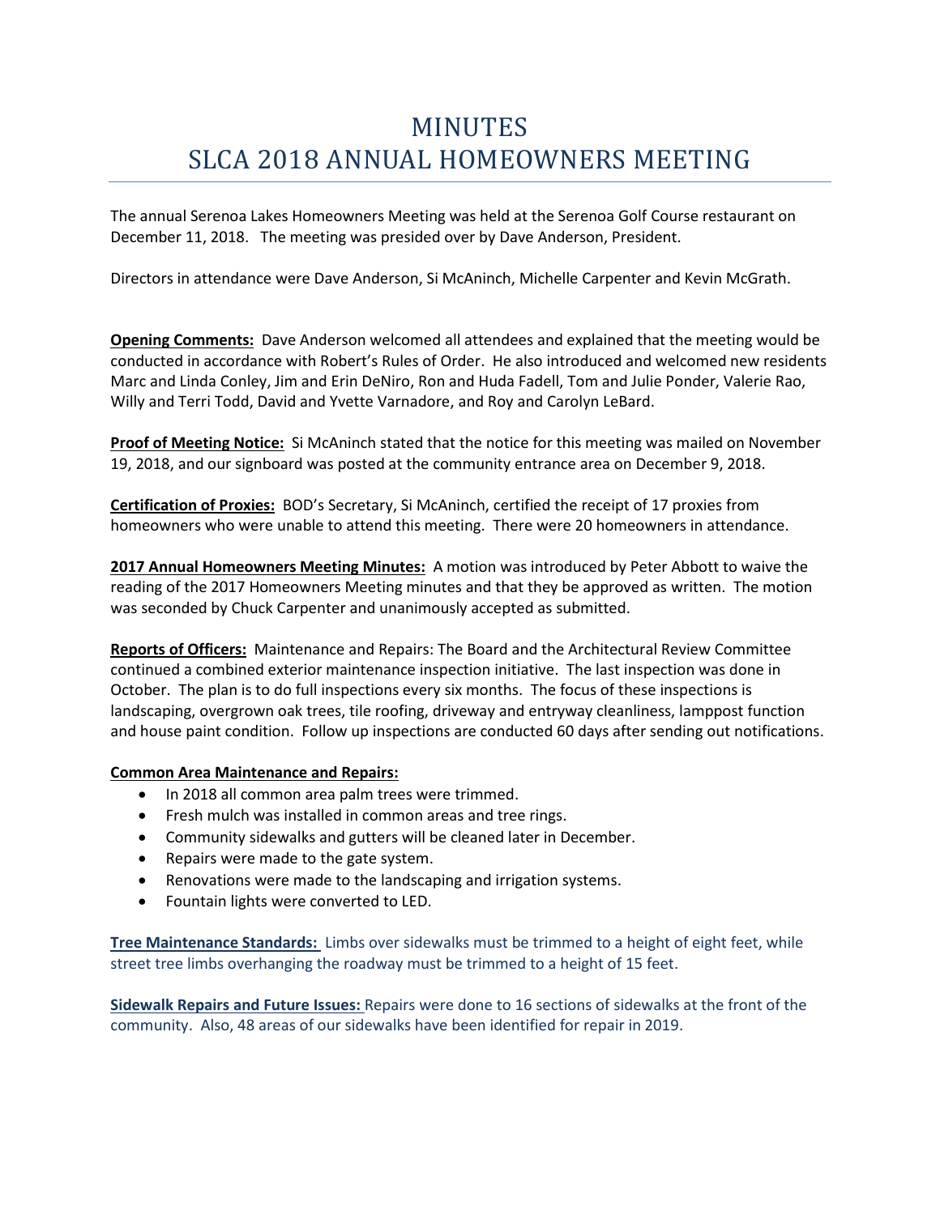# MINUTES
# SLCA 2018 ANNUAL HOMEOWNERS MEETING

The annual Serenoa Lakes Homeowners Meeting was held at the Serenoa Golf Course restaurant on December 11, 2018. The meeting was presided over by Dave Anderson, President.

Directors in attendance were Dave Anderson, Si McAninch, Michelle Carpenter and Kevin McGrath.

**Opening Comments:** Dave Anderson welcomed all attendees and explained that the meeting would be conducted in accordance with Robert's Rules of Order. He also introduced and welcomed new residents Marc and Linda Conley, Jim and Erin DeNiro, Ron and Huda Fadell, Tom and Julie Ponder, Valerie Rao, Willy and Terri Todd, David and Yvette Varnadore, and Roy and Carolyn LeBard.

**Proof of Meeting Notice:** Si McAninch stated that the notice for this meeting was mailed on November 19, 2018, and our signboard was posted at the community entrance area on December 9, 2018.

**Certification of Proxies:** BOD's Secretary, Si McAninch, certified the receipt of 17 proxies from homeowners who were unable to attend this meeting. There were 20 homeowners in attendance.

**2017 Annual Homeowners Meeting Minutes:** A motion was introduced by Peter Abbott to waive the reading of the 2017 Homeowners Meeting minutes and that they be approved as written. The motion was seconded by Chuck Carpenter and unanimously accepted as submitted.

**Reports of Officers:** Maintenance and Repairs: The Board and the Architectural Review Committee continued a combined exterior maintenance inspection initiative. The last inspection was done in October. The plan is to do full inspections every six months. The focus of these inspections is landscaping, overgrown oak trees, tile roofing, driveway and entryway cleanliness, lamppost function and house paint condition. Follow up inspections are conducted 60 days after sending out notifications.

**Common Area Maintenance and Repairs:**

- In 2018 all common area palm trees were trimmed.
- Fresh mulch was installed in common areas and tree rings.
- Community sidewalks and gutters will be cleaned later in December.
- Repairs were made to the gate system.
- Renovations were made to the landscaping and irrigation systems.
- Fountain lights were converted to LED.

**Tree Maintenance Standards:** Limbs over sidewalks must be trimmed to a height of eight feet, while street tree limbs overhanging the roadway must be trimmed to a height of 15 feet.

**Sidewalk Repairs and Future Issues:** Repairs were done to 16 sections of sidewalks at the front of the community. Also, 48 areas of our sidewalks have been identified for repair in 2019.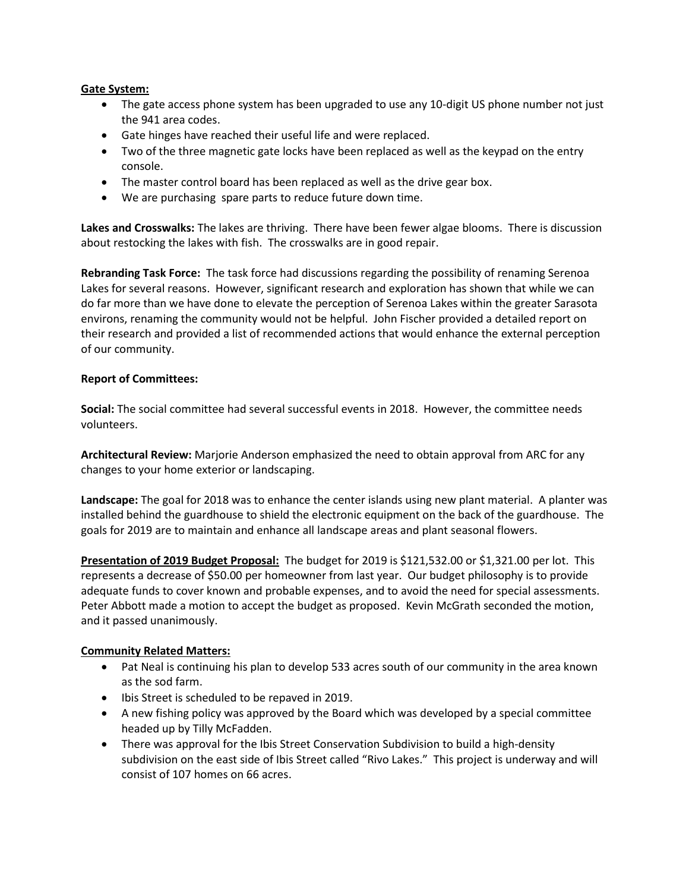**<u>Gate System:</u>**

- The gate access phone system has been upgraded to use any 10-digit US phone number not just the 941 area codes.
- Gate hinges have reached their useful life and were replaced.
- Two of the three magnetic gate locks have been replaced as well as the keypad on the entry console.
- The master control board has been replaced as well as the drive gear box.
- We are purchasing spare parts to reduce future down time.

**Lakes and Crosswalks:** The lakes are thriving. There have been fewer algae blooms. There is discussion about restocking the lakes with fish. The crosswalks are in good repair.

**Rebranding Task Force:** The task force had discussions regarding the possibility of renaming Serenoa Lakes for several reasons. However, significant research and exploration has shown that while we can do far more than we have done to elevate the perception of Serenoa Lakes within the greater Sarasota environs, renaming the community would not be helpful. John Fischer provided a detailed report on their research and provided a list of recommended actions that would enhance the external perception of our community.

**Report of Committees:**

**Social:** The social committee had several successful events in 2018. However, the committee needs volunteers.

**Architectural Review:** Marjorie Anderson emphasized the need to obtain approval from ARC for any changes to your home exterior or landscaping.

**Landscape:** The goal for 2018 was to enhance the center islands using new plant material. A planter was installed behind the guardhouse to shield the electronic equipment on the back of the guardhouse. The goals for 2019 are to maintain and enhance all landscape areas and plant seasonal flowers.

**<u>Presentation of 2019 Budget Proposal:</u>** The budget for 2019 is $121,532.00 or $1,321.00 per lot. This represents a decrease of $50.00 per homeowner from last year. Our budget philosophy is to provide adequate funds to cover known and probable expenses, and to avoid the need for special assessments. Peter Abbott made a motion to accept the budget as proposed. Kevin McGrath seconded the motion, and it passed unanimously.

**<u>Community Related Matters:</u>**

- Pat Neal is continuing his plan to develop 533 acres south of our community in the area known as the sod farm.
- Ibis Street is scheduled to be repaved in 2019.
- A new fishing policy was approved by the Board which was developed by a special committee headed up by Tilly McFadden.
- There was approval for the Ibis Street Conservation Subdivision to build a high-density subdivision on the east side of Ibis Street called "Rivo Lakes." This project is underway and will consist of 107 homes on 66 acres.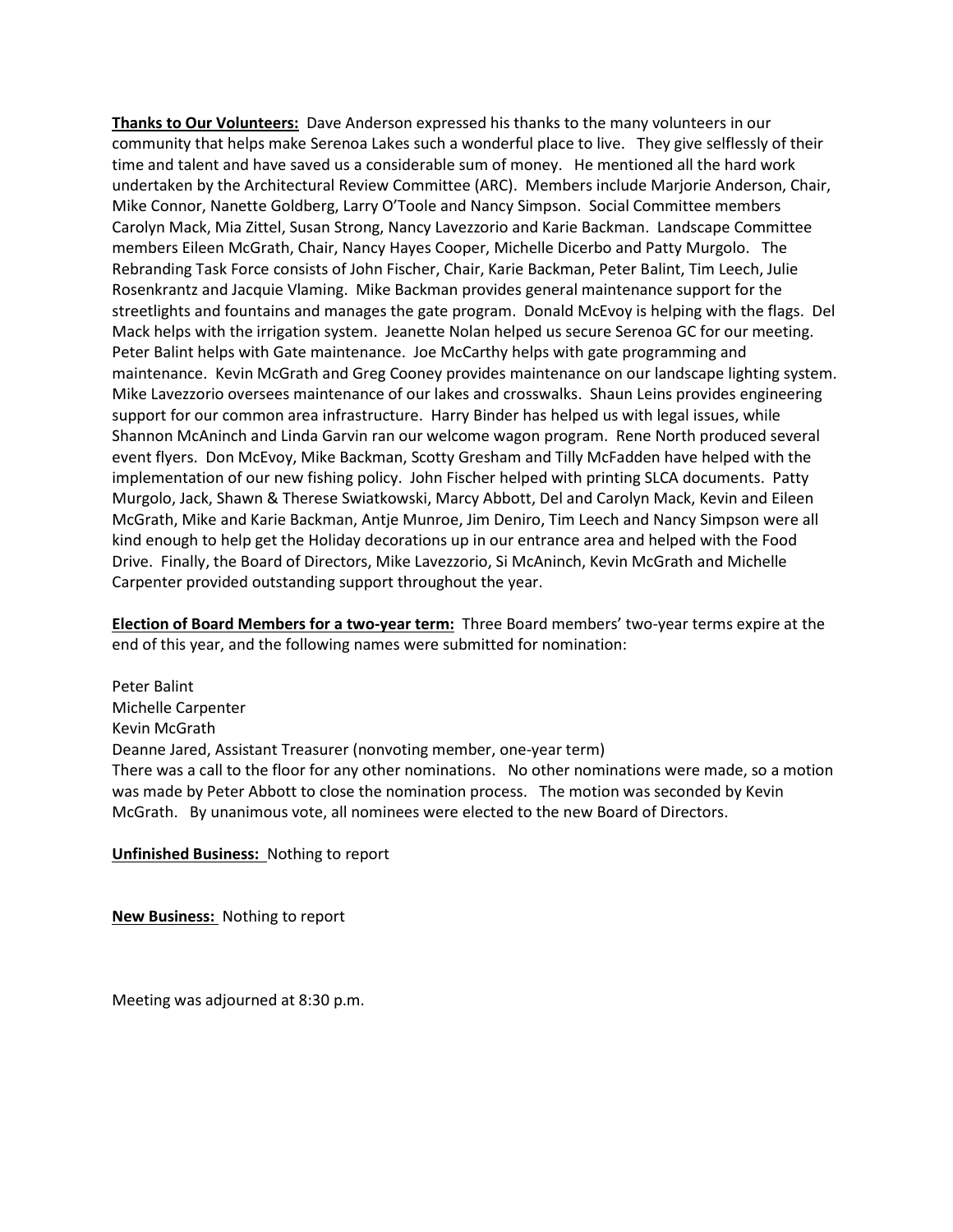**Thanks to Our Volunteers:** Dave Anderson expressed his thanks to the many volunteers in our community that helps make Serenoa Lakes such a wonderful place to live. They give selflessly of their time and talent and have saved us a considerable sum of money. He mentioned all the hard work undertaken by the Architectural Review Committee (ARC). Members include Marjorie Anderson, Chair, Mike Connor, Nanette Goldberg, Larry O'Toole and Nancy Simpson. Social Committee members Carolyn Mack, Mia Zittel, Susan Strong, Nancy Lavezzorio and Karie Backman. Landscape Committee members Eileen McGrath, Chair, Nancy Hayes Cooper, Michelle Dicerbo and Patty Murgolo. The Rebranding Task Force consists of John Fischer, Chair, Karie Backman, Peter Balint, Tim Leech, Julie Rosenkrantz and Jacquie Vlaming. Mike Backman provides general maintenance support for the streetlights and fountains and manages the gate program. Donald McEvoy is helping with the flags. Del Mack helps with the irrigation system. Jeanette Nolan helped us secure Serenoa GC for our meeting. Peter Balint helps with Gate maintenance. Joe McCarthy helps with gate programming and maintenance. Kevin McGrath and Greg Cooney provides maintenance on our landscape lighting system. Mike Lavezzorio oversees maintenance of our lakes and crosswalks. Shaun Leins provides engineering support for our common area infrastructure. Harry Binder has helped us with legal issues, while Shannon McAninch and Linda Garvin ran our welcome wagon program. Rene North produced several event flyers. Don McEvoy, Mike Backman, Scotty Gresham and Tilly McFadden have helped with the implementation of our new fishing policy. John Fischer helped with printing SLCA documents. Patty Murgolo, Jack, Shawn & Therese Swiatkowski, Marcy Abbott, Del and Carolyn Mack, Kevin and Eileen McGrath, Mike and Karie Backman, Antje Munroe, Jim Deniro, Tim Leech and Nancy Simpson were all kind enough to help get the Holiday decorations up in our entrance area and helped with the Food Drive. Finally, the Board of Directors, Mike Lavezzorio, Si McAninch, Kevin McGrath and Michelle Carpenter provided outstanding support throughout the year.

**Election of Board Members for a two-year term:** Three Board members' two-year terms expire at the end of this year, and the following names were submitted for nomination:

Peter Balint
Michelle Carpenter
Kevin McGrath
Deanne Jared, Assistant Treasurer (nonvoting member, one-year term)
There was a call to the floor for any other nominations. No other nominations were made, so a motion was made by Peter Abbott to close the nomination process. The motion was seconded by Kevin McGrath. By unanimous vote, all nominees were elected to the new Board of Directors.

**Unfinished Business:** Nothing to report

**New Business:** Nothing to report

Meeting was adjourned at 8:30 p.m.